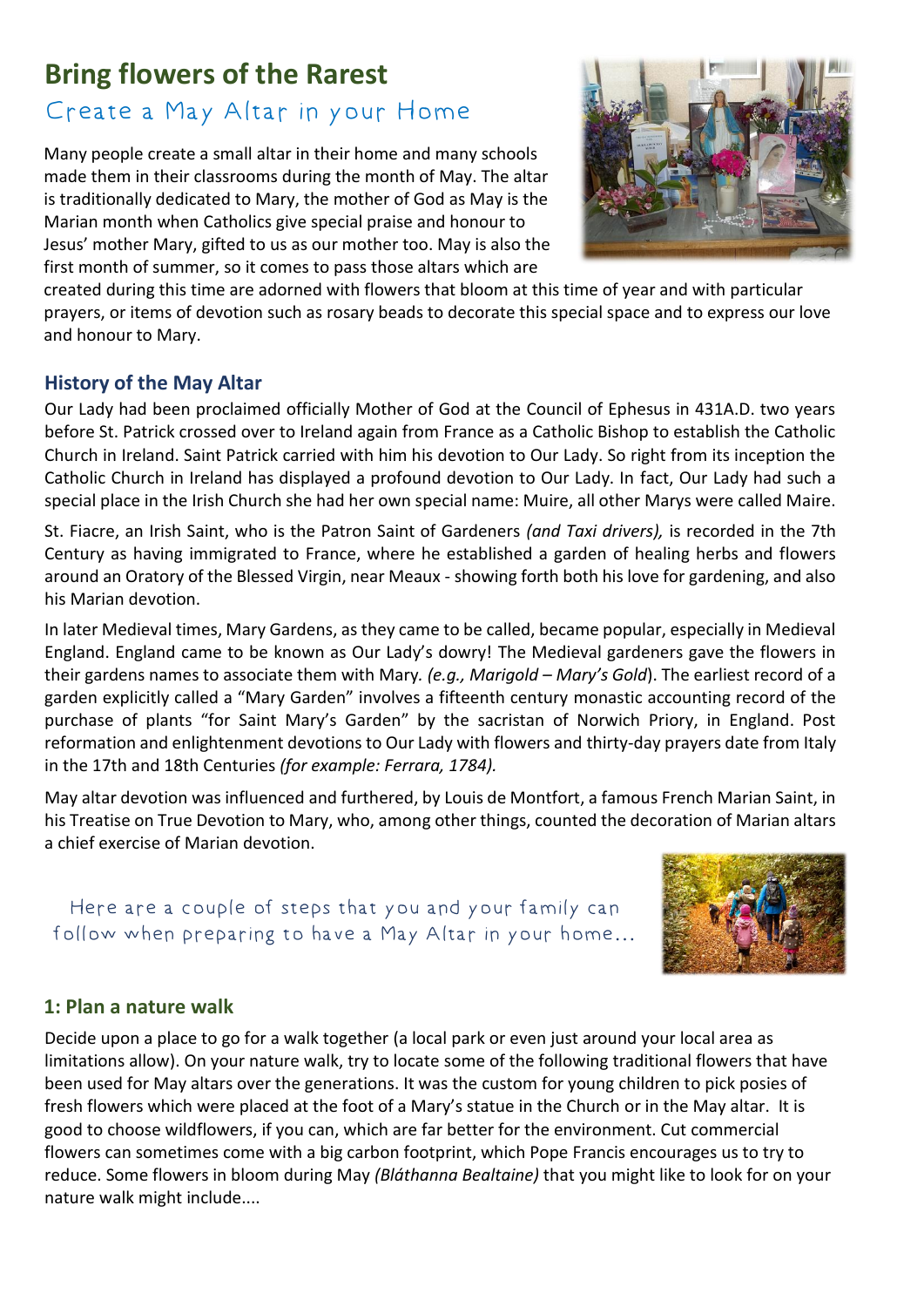# Bring flowers of the Rarest

## Create a May Altar in your Home

Many people create a small altar in their home and many schools made them in their classrooms during the month of May. The altar is traditionally dedicated to Mary, the mother of God as May is the Marian month when Catholics give special praise and honour to Jesus' mother Mary, gifted to us as our mother too. May is also the first month of summer, so it comes to pass those altars which are created during this time are adorned with flowers that bloom at this time of year and with particular prayers, or items of devotion such as rosary beads to decorate this special space and to express our love and honour to Mary.

### History of the May Altar

Our Lady had been proclaimed officially Mother of God at the Council of Ephesus in 431A.D. two years before St. Patrick crossed over to Ireland again from France as a Catholic Bishop to establish the Catholic Church in Ireland. Saint Patrick carried with him his devotion to Our Lady. So right from its inception the Catholic Church in Ireland has displayed a profound devotion to Our Lady. In fact, Our Lady had such a special place in the Irish Church she had her own special name: Muire, all other Marys were called Maire.

St. Fiacre, an Irish Saint, who is the Patron Saint of Gardeners *(and Taxi drivers),* is recorded in the 7th Century as having immigrated to France, where he established a garden of healing herbs and flowers around an Oratory of the Blessed Virgin, near Meaux - showing forth both his love for gardening, and also his Marian devotion.

In later Medieval times, Mary Gardens, as they came to be called, became popular, especially in Medieval England. England came to be known as Our Lady's dowry! The Medieval gardeners gave the flowers in their gardens names to associate them with Mary. *(e.g., Marigold – Mary's Gold*). The earliest record of a garden explicitly called a "Mary Garden" involves a fifteenth century monastic accounting record of the purchase of plants "for Saint Mary's Garden" by the sacristan of Norwich Priory, in England. Post reformation and enlightenment devotions to Our Lady with flowers and thirty-day prayers date from Italy in the 17th and 18th Centuries *(for example: Ferrara, 1784).*

May altar devotion was influenced and furthered, by Louis de Montfort, a famous French Marian Saint, in his Treatise on True Devotion to Mary, who, among other things, counted the decoration of Marian altars a chief exercise of Marian devotion.

Here are a couple of steps that you and your family can follow when preparing to have a May Altar in your home…

### 1: Plan a nature walk

Decide upon a place to go for a walk together (a local park or even just around your local area as limitations allow). On your nature walk, try to locate some of the following traditional flowers that have been used for May altars over the generations. It was the custom for young children to pick posies of fresh flowers which were placed at the foot of a Mary's statue in the Church or in the May altar. It is good to choose wildflowers, if you can, which are far better for the environment. Cut commercial flowers can sometimes come with a big carbon footprint, which Pope Francis encourages us to try to reduce. Some flowers in bloom during May *(Bláthanna Bealtaine)* that you might like to look for on your nature walk might include....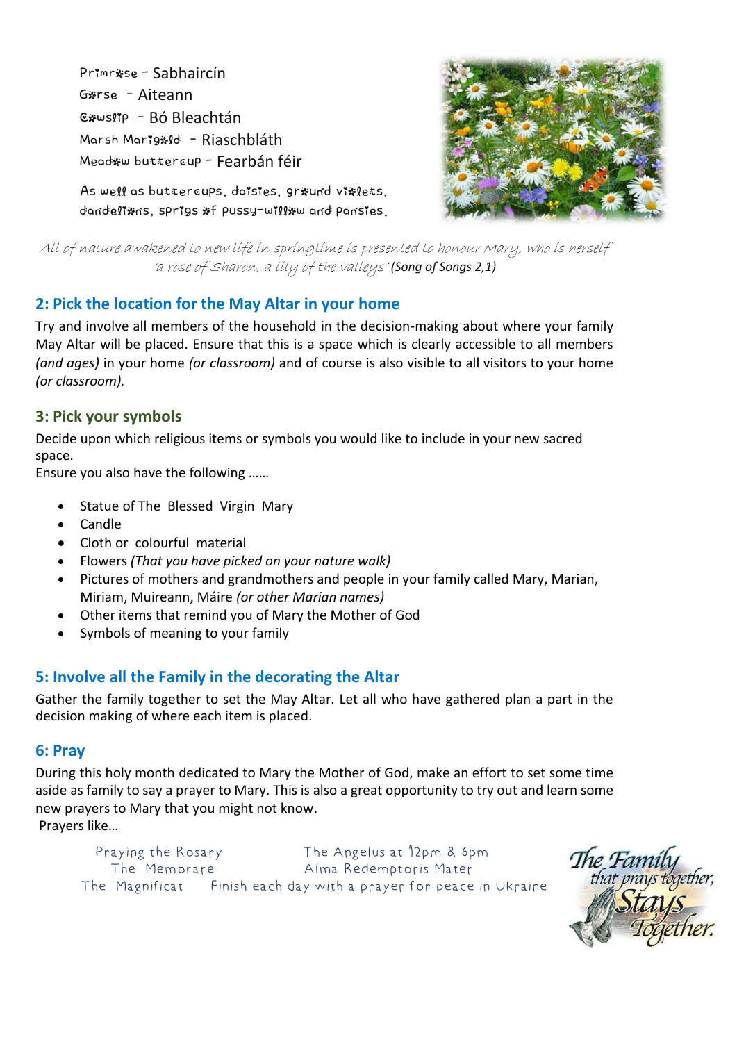Primrose – Sabhaircín
Gorse – Aiteann
Cowslip – Bó Bleachtán
Marsh Marigold – Riaschbláth
Meadow buttercup – Fearbán féir

As well as buttercups, daisies, ground violets, dandelions, sprigs of pussy-willow and pansies.

*All of nature awakened to new life in springtime is presented to honour Mary, who is herself 'a rose of Sharon, a lily of the valleys' (Song of Songs 2,1)*

## 2: Pick the location for the May Altar in your home

Try and involve all members of the household in the decision-making about where your family May Altar will be placed. Ensure that this is a space which is clearly accessible to all members *(and ages)* in your home *(or classroom)* and of course is also visible to all visitors to your home *(or classroom).*

## 3: Pick your symbols

Decide upon which religious items or symbols you would like to include in your new sacred space.
Ensure you also have the following ……

- Statue of The Blessed Virgin Mary
- Candle
- Cloth or colourful material
- Flowers *(That you have picked on your nature walk)*
- Pictures of mothers and grandmothers and people in your family called Mary, Marian, Miriam, Muireann, Máire *(or other Marian names)*
- Other items that remind you of Mary the Mother of God
- Symbols of meaning to your family

## 5: Involve all the Family in the decorating the Altar

Gather the family together to set the May Altar. Let all who have gathered plan a part in the decision making of where each item is placed.

## 6: Pray

During this holy month dedicated to Mary the Mother of God, make an effort to set some time aside as family to say a prayer to Mary. This is also a great opportunity to try out and learn some new prayers to Mary that you might not know.
Prayers like…

Praying the Rosary
The Memorare
The Magnificat
The Angelus at 12pm & 6pm
Alma Redemptoris Mater
Finish each day with a prayer for peace in Ukraine

The Family that prays together, Stays Together.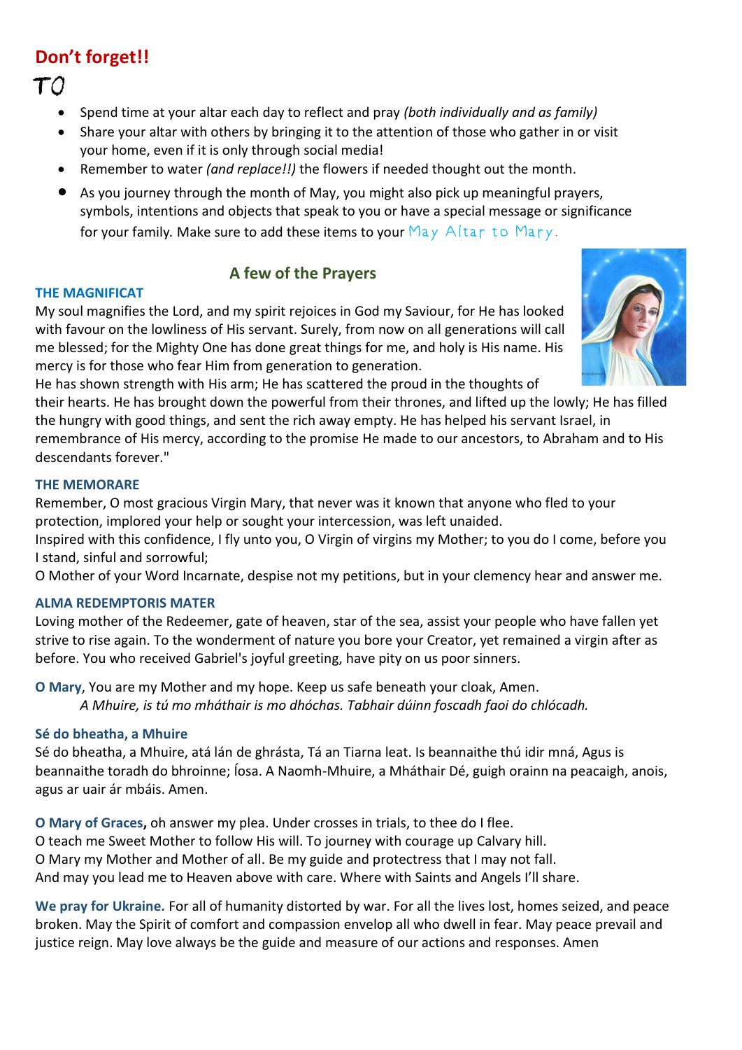## Don't forget!!

TO

- Spend time at your altar each day to reflect and pray *(both individually and as family)*
- Share your altar with others by bringing it to the attention of those who gather in or visit your home, even if it is only through social media!
- Remember to water *(and replace!!)* the flowers if needed thought out the month.
- As you journey through the month of May, you might also pick up meaningful prayers, symbols, intentions and objects that speak to you or have a special message or significance for your family. Make sure to add these items to your May Altar to Mary.

### A few of the Prayers

**THE MAGNIFICAT**

My soul magnifies the Lord, and my spirit rejoices in God my Saviour, for He has looked with favour on the lowliness of His servant. Surely, from now on all generations will call me blessed; for the Mighty One has done great things for me, and holy is His name. His mercy is for those who fear Him from generation to generation.
He has shown strength with His arm; He has scattered the proud in the thoughts of their hearts. He has brought down the powerful from their thrones, and lifted up the lowly; He has filled the hungry with good things, and sent the rich away empty. He has helped his servant Israel, in remembrance of His mercy, according to the promise He made to our ancestors, to Abraham and to His descendants forever."

**THE MEMORARE**

Remember, O most gracious Virgin Mary, that never was it known that anyone who fled to your protection, implored your help or sought your intercession, was left unaided.
Inspired with this confidence, I fly unto you, O Virgin of virgins my Mother; to you do I come, before you I stand, sinful and sorrowful;
O Mother of your Word Incarnate, despise not my petitions, but in your clemency hear and answer me.

**ALMA REDEMPTORIS MATER**

Loving mother of the Redeemer, gate of heaven, star of the sea, assist your people who have fallen yet strive to rise again. To the wonderment of nature you bore your Creator, yet remained a virgin after as before. You who received Gabriel's joyful greeting, have pity on us poor sinners.

**O Mary**, You are my Mother and my hope. Keep us safe beneath your cloak, Amen.
*A Mhuire, is tú mo mháthair is mo dhóchas. Tabhair dúinn foscadh faoi do chlócadh.*

**Sé do bheatha, a Mhuire**

Sé do bheatha, a Mhuire, atá lán de ghrásta, Tá an Tiarna leat. Is beannaithe thú idir mná, Agus is beannaithe toradh do bhroinne; Íosa. A Naomh-Mhuire, a Mháthair Dé, guigh orainn na peacaigh, anois, agus ar uair ár mbáis. Amen.

**O Mary of Graces,** oh answer my plea. Under crosses in trials, to thee do I flee.
O teach me Sweet Mother to follow His will. To journey with courage up Calvary hill.
O Mary my Mother and Mother of all. Be my guide and protectress that I may not fall.
And may you lead me to Heaven above with care. Where with Saints and Angels I'll share.

**We pray for Ukraine.** For all of humanity distorted by war. For all the lives lost, homes seized, and peace broken. May the Spirit of comfort and compassion envelop all who dwell in fear. May peace prevail and justice reign. May love always be the guide and measure of our actions and responses. Amen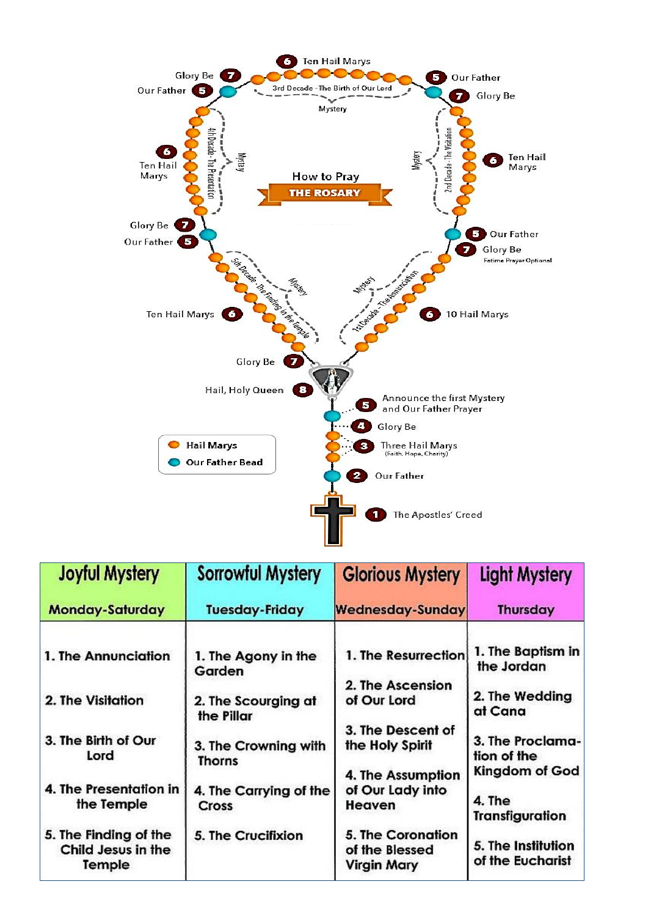# How to Pray THE ROSARY

1. The Apostles' Creed
2. Our Father
3. Three Hail Marys (Faith, Hope, Charity)
4. Glory Be
5. Announce the first Mystery and Our Father Prayer
6. 10 Hail Marys
7. Glory Be
   Fatima Prayer Optional
5. Our Father
6. Ten Hail Marys
7. Glory Be
5. Our Father
6. Ten Hail Marys
7. Glory Be
5. Our Father
6. Ten Hail Marys
7. Glory Be
5. Our Father
6. Ten Hail Marys
7. Glory Be
8. Hail, Holy Queen

1st Decade - The Annunciation — Mystery

2nd Decade - The Visitation — Mystery

3rd Decade - The Birth of Our Lord — Mystery

4th Decade - The Presentation — Mystery

5th Decade - The Finding in the Temple — Mystery

Hail Marys

Our Father Bead

| Joyful Mystery<br>Monday-Saturday | Sorrowful Mystery<br>Tuesday-Friday | Glorious Mystery<br>Wednesday-Sunday | Light Mystery<br>Thursday |
|---|---|---|---|
| 1. The Annunciation | 1. The Agony in the Garden | 1. The Resurrection | 1. The Baptism in the Jordan |
| 2. The Visitation | 2. The Scourging at the Pillar | 2. The Ascension of Our Lord | 2. The Wedding at Cana |
| 3. The Birth of Our Lord | 3. The Crowning with Thorns | 3. The Descent of the Holy Spirit | 3. The Proclamation of the Kingdom of God |
| 4. The Presentation in the Temple | 4. The Carrying of the Cross | 4. The Assumption of Our Lady into Heaven | 4. The Transfiguration |
| 5. The Finding of the Child Jesus in the Temple | 5. The Crucifixion | 5. The Coronation of the Blessed Virgin Mary | 5. The Institution of the Eucharist |